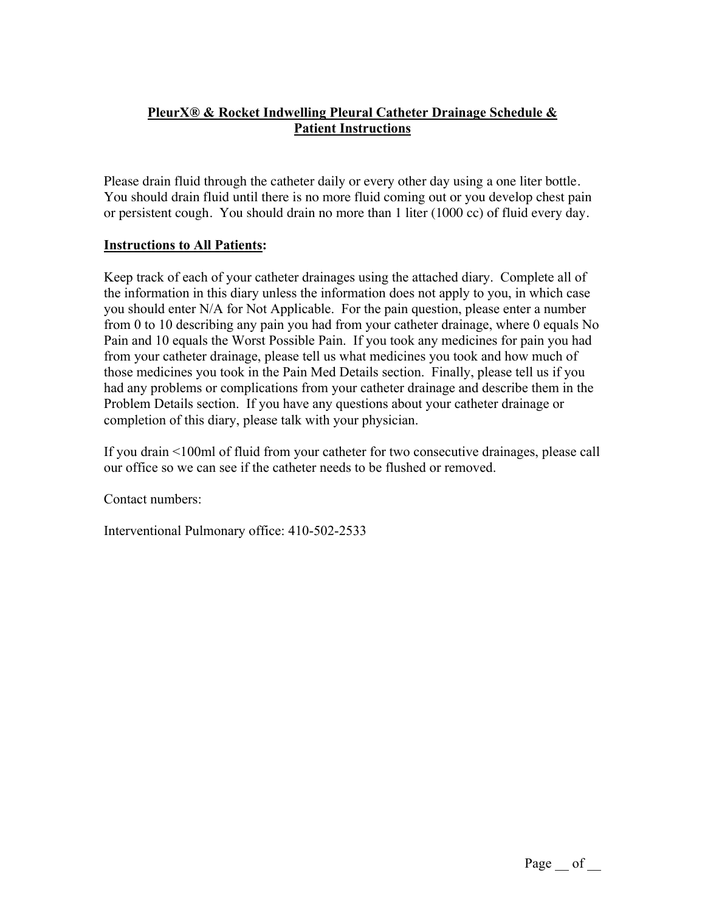# **PleurX® & Rocket Indwelling Pleural Catheter Drainage Schedule & Patient Instructions**

Please drain fluid through the catheter daily or every other day using a one liter bottle. You should drain fluid until there is no more fluid coming out or you develop chest pain or persistent cough. You should drain no more than 1 liter (1000 cc) of fluid every day.

## **Instructions to All Patients:**

Keep track of each of your catheter drainages using the attached diary. Complete all of the information in this diary unless the information does not apply to you, in which case you should enter N/A for Not Applicable. For the pain question, please enter a number from 0 to 10 describing any pain you had from your catheter drainage, where 0 equals No Pain and 10 equals the Worst Possible Pain. If you took any medicines for pain you had from your catheter drainage, please tell us what medicines you took and how much of those medicines you took in the Pain Med Details section. Finally, please tell us if you had any problems or complications from your catheter drainage and describe them in the Problem Details section. If you have any questions about your catheter drainage or completion of this diary, please talk with your physician.

If you drain <100ml of fluid from your catheter for two consecutive drainages, please call our office so we can see if the catheter needs to be flushed or removed.

Contact numbers:

Interventional Pulmonary office: 410-502-2533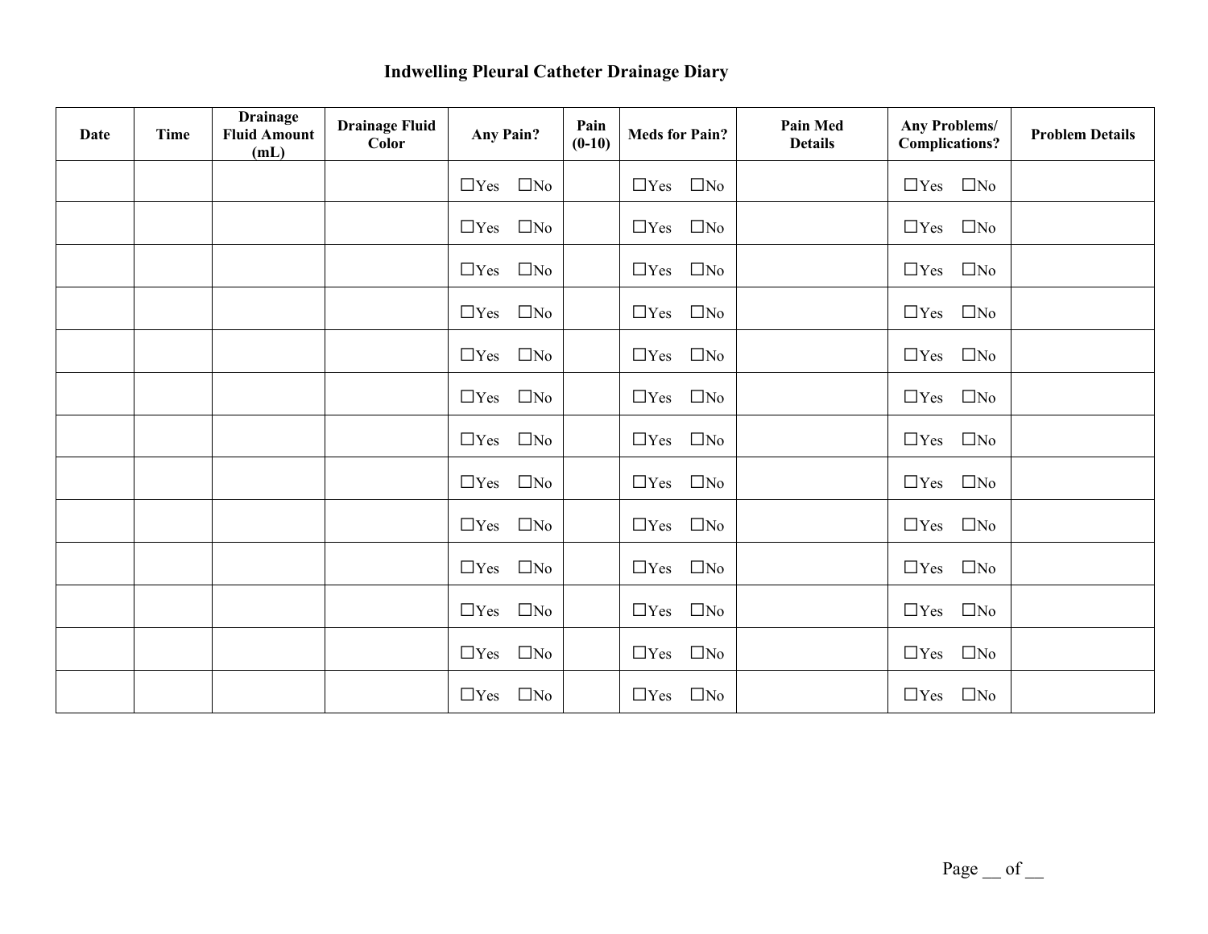# Indwelling Pleural Catheter Drainage Diary

| Date | Time | Drainage Fluid Amount (mL) | Drainage Fluid Color | Any Pain? | Pain (0-10) | Meds for Pain? | Pain Med Details | Any Problems/ Complications? | Problem Details |
|---|---|---|---|---|---|---|---|---|---|
| | | | | ☐Yes ☐No | | ☐Yes ☐No | | ☐Yes ☐No | |
| | | | | ☐Yes ☐No | | ☐Yes ☐No | | ☐Yes ☐No | |
| | | | | ☐Yes ☐No | | ☐Yes ☐No | | ☐Yes ☐No | |
| | | | | ☐Yes ☐No | | ☐Yes ☐No | | ☐Yes ☐No | |
| | | | | ☐Yes ☐No | | ☐Yes ☐No | | ☐Yes ☐No | |
| | | | | ☐Yes ☐No | | ☐Yes ☐No | | ☐Yes ☐No | |
| | | | | ☐Yes ☐No | | ☐Yes ☐No | | ☐Yes ☐No | |
| | | | | ☐Yes ☐No | | ☐Yes ☐No | | ☐Yes ☐No | |
| | | | | ☐Yes ☐No | | ☐Yes ☐No | | ☐Yes ☐No | |
| | | | | ☐Yes ☐No | | ☐Yes ☐No | | ☐Yes ☐No | |
| | | | | ☐Yes ☐No | | ☐Yes ☐No | | ☐Yes ☐No | |
| | | | | ☐Yes ☐No | | ☐Yes ☐No | | ☐Yes ☐No | |
| | | | | ☐Yes ☐No | | ☐Yes ☐No | | ☐Yes ☐No | |

Page __ of __